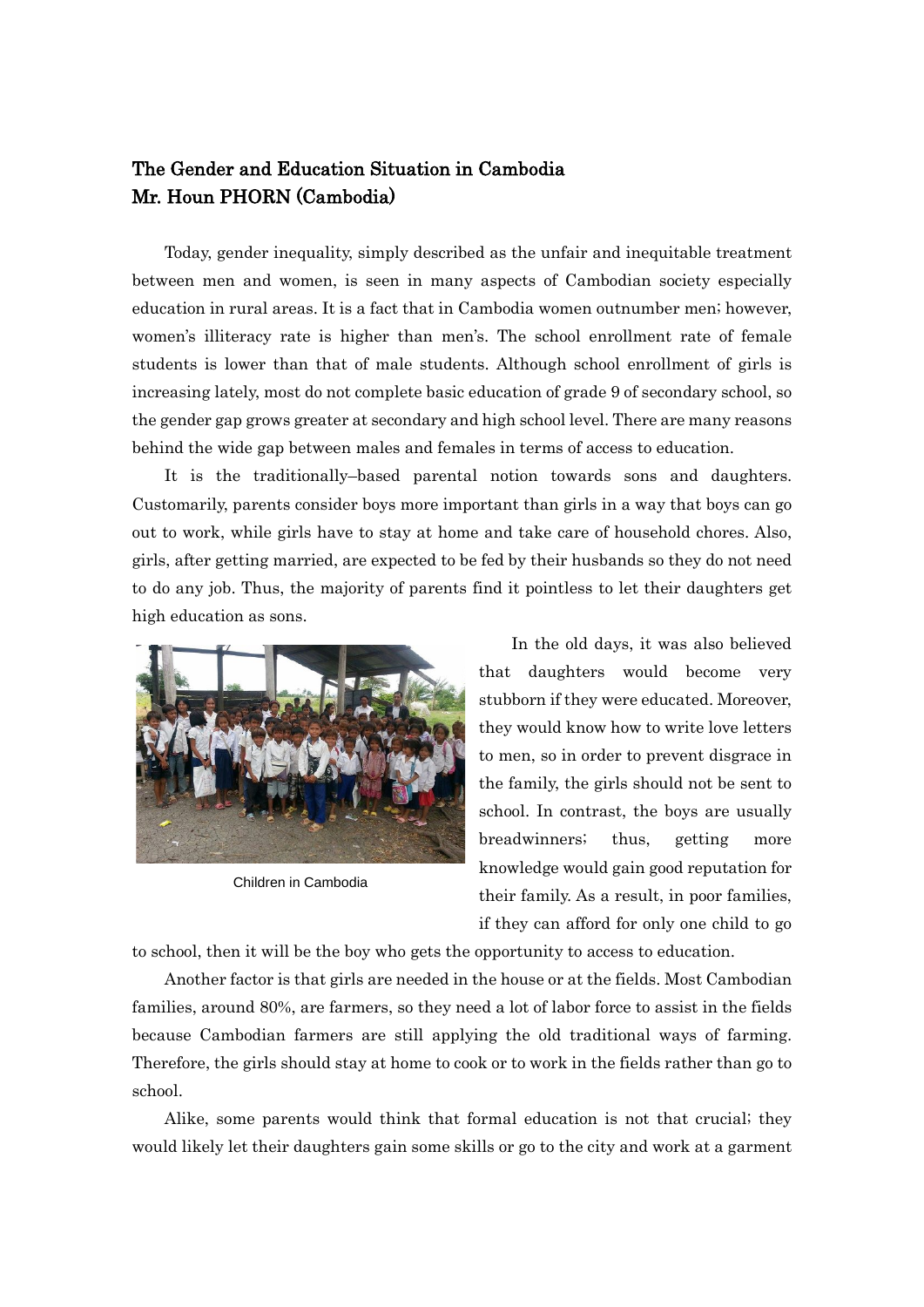# The Gender and Education Situation in Cambodia
## Mr. Houn PHORN (Cambodia)

Today, gender inequality, simply described as the unfair and inequitable treatment between men and women, is seen in many aspects of Cambodian society especially education in rural areas. It is a fact that in Cambodia women outnumber men; however, women's illiteracy rate is higher than men's. The school enrollment rate of female students is lower than that of male students. Although school enrollment of girls is increasing lately, most do not complete basic education of grade 9 of secondary school, so the gender gap grows greater at secondary and high school level. There are many reasons behind the wide gap between males and females in terms of access to education.

It is the traditionally–based parental notion towards sons and daughters. Customarily, parents consider boys more important than girls in a way that boys can go out to work, while girls have to stay at home and take care of household chores. Also, girls, after getting married, are expected to be fed by their husbands so they do not need to do any job. Thus, the majority of parents find it pointless to let their daughters get high education as sons.

Children in Cambodia

In the old days, it was also believed that daughters would become very stubborn if they were educated. Moreover, they would know how to write love letters to men, so in order to prevent disgrace in the family, the girls should not be sent to school. In contrast, the boys are usually breadwinners; thus, getting more knowledge would gain good reputation for their family. As a result, in poor families, if they can afford for only one child to go to school, then it will be the boy who gets the opportunity to access to education.

Another factor is that girls are needed in the house or at the fields. Most Cambodian families, around 80%, are farmers, so they need a lot of labor force to assist in the fields because Cambodian farmers are still applying the old traditional ways of farming. Therefore, the girls should stay at home to cook or to work in the fields rather than go to school.

Alike, some parents would think that formal education is not that crucial; they would likely let their daughters gain some skills or go to the city and work at a garment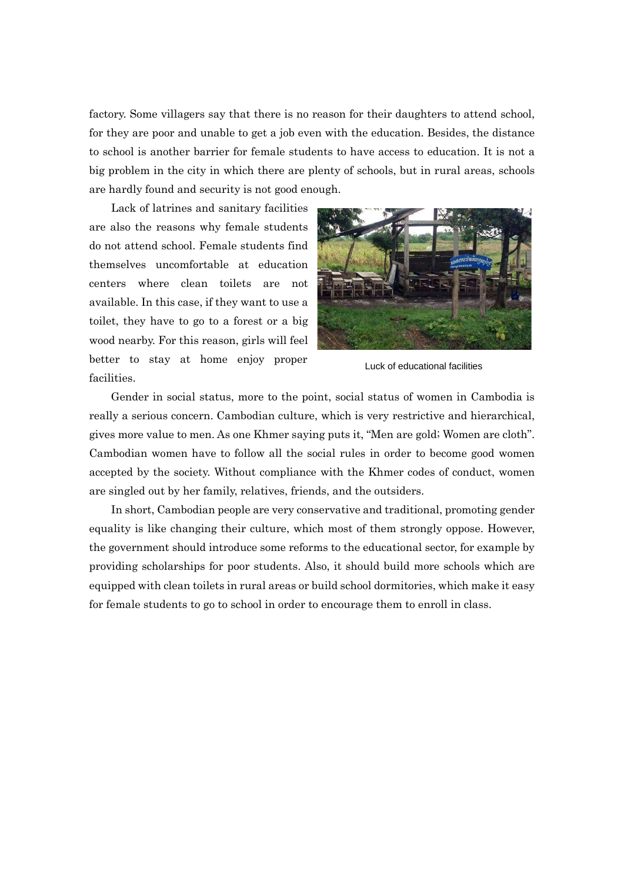factory. Some villagers say that there is no reason for their daughters to attend school, for they are poor and unable to get a job even with the education. Besides, the distance to school is another barrier for female students to have access to education. It is not a big problem in the city in which there are plenty of schools, but in rural areas, schools are hardly found and security is not good enough.

Lack of latrines and sanitary facilities are also the reasons why female students do not attend school. Female students find themselves uncomfortable at education centers where clean toilets are not available. In this case, if they want to use a toilet, they have to go to a forest or a big wood nearby. For this reason, girls will feel better to stay at home enjoy proper facilities.

Luck of educational facilities

Gender in social status, more to the point, social status of women in Cambodia is really a serious concern. Cambodian culture, which is very restrictive and hierarchical, gives more value to men. As one Khmer saying puts it, "Men are gold; Women are cloth". Cambodian women have to follow all the social rules in order to become good women accepted by the society. Without compliance with the Khmer codes of conduct, women are singled out by her family, relatives, friends, and the outsiders.

In short, Cambodian people are very conservative and traditional, promoting gender equality is like changing their culture, which most of them strongly oppose. However, the government should introduce some reforms to the educational sector, for example by providing scholarships for poor students. Also, it should build more schools which are equipped with clean toilets in rural areas or build school dormitories, which make it easy for female students to go to school in order to encourage them to enroll in class.